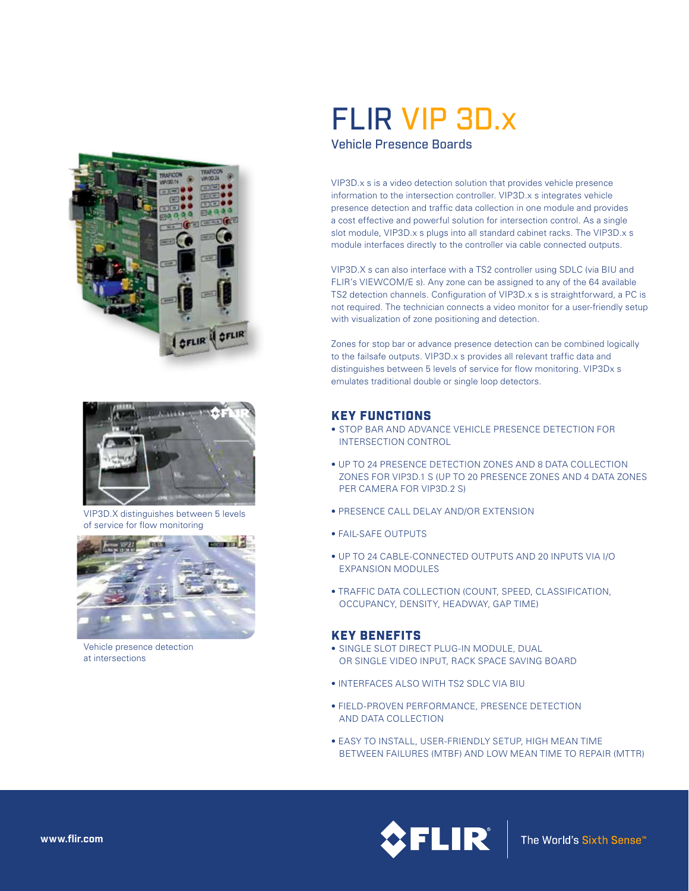# FLIR VIP 3D.x

## Vehicle Presence Boards

VIP3D.x s is a video detection solution that provides vehicle presence information to the intersection controller. VIP3D.x s integrates vehicle presence detection and traffic data collection in one module and provides a cost effective and powerful solution for intersection control. As a single slot module, VIP3D.x s plugs into all standard cabinet racks. The VIP3D.x s module interfaces directly to the controller via cable connected outputs.

VIP3D.X s can also interface with a TS2 controller using SDLC (via BIU and FLIR's VIEWCOM/E s). Any zone can be assigned to any of the 64 available TS2 detection channels. Configuration of VIP3D.x s is straightforward, a PC is not required. The technician connects a video monitor for a user-friendly setup with visualization of zone positioning and detection.

Zones for stop bar or advance presence detection can be combined logically to the failsafe outputs. VIP3D.x s provides all relevant traffic data and distinguishes between 5 levels of service for flow monitoring. VIP3Dx s emulates traditional double or single loop detectors.

VIP3D.X distinguishes between 5 levels of service for flow monitoring

Vehicle presence detection at intersections

### KEY FUNCTIONS

- STOP BAR AND ADVANCE VEHICLE PRESENCE DETECTION FOR INTERSECTION CONTROL
- UP TO 24 PRESENCE DETECTION ZONES AND 8 DATA COLLECTION ZONES FOR VIP3D.1 S (UP TO 20 PRESENCE ZONES AND 4 DATA ZONES PER CAMERA FOR VIP3D.2 S)
- PRESENCE CALL DELAY AND/OR EXTENSION
- FAIL-SAFE OUTPUTS
- UP TO 24 CABLE-CONNECTED OUTPUTS AND 20 INPUTS VIA I/O EXPANSION MODULES
- TRAFFIC DATA COLLECTION (COUNT, SPEED, CLASSIFICATION, OCCUPANCY, DENSITY, HEADWAY, GAP TIME)

### KEY BENEFITS

- SINGLE SLOT DIRECT PLUG-IN MODULE, DUAL OR SINGLE VIDEO INPUT, RACK SPACE SAVING BOARD
- INTERFACES ALSO WITH TS2 SDLC VIA BIU
- FIELD-PROVEN PERFORMANCE, PRESENCE DETECTION AND DATA COLLECTION
- EASY TO INSTALL, USER-FRIENDLY SETUP, HIGH MEAN TIME BETWEEN FAILURES (MTBF) AND LOW MEAN TIME TO REPAIR (MTTR)

www.flir.com

FLIR® The World's Sixth Sense™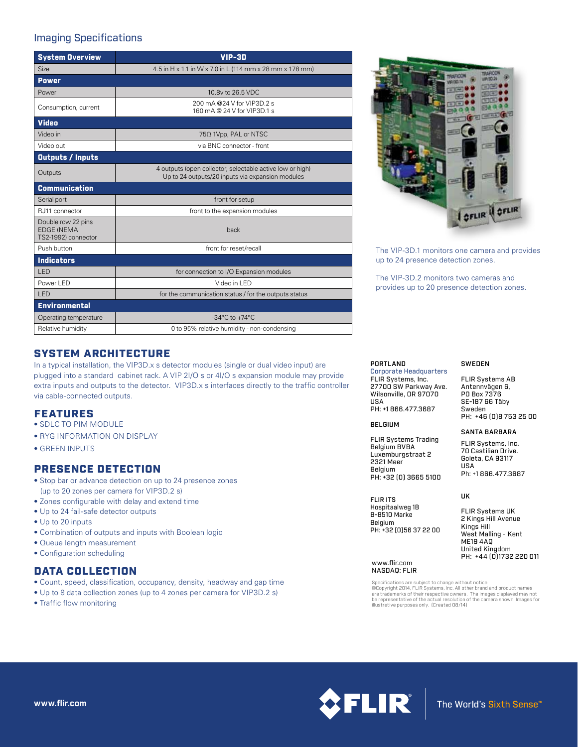## Imaging Specifications

| System Overview | VIP-3D |
|---|---|
| Size | 4.5 in H x 1.1 in W x 7.0 in L (114 mm x 28 mm x 178 mm) |
| **Power** | |
| Power | 10.8v to 26.5 VDC |
| Consumption, current | 200 mA @24 V for VIP3D.2 s<br>160 mA @ 24 V for VIP3D.1 s |
| **Video** | |
| Video in | 75Ω 1Vpp, PAL or NTSC |
| Video out | via BNC connector - front |
| **Outputs / Inputs** | |
| Outputs | 4 outputs (open collector, selectable active low or high)<br>Up to 24 outputs/20 inputs via expansion modules |
| **Communication** | |
| Serial port | front for setup |
| RJ11 connector | front to the expansion modules |
| Double row 22 pins EDGE (NEMA TS2-1992) connector | back |
| Push button | front for reset/recall |
| **Indicators** | |
| LED | for connection to I/O Expansion modules |
| Power LED | Video in LED |
| LED | for the communication status / for the outputs status |
| **Environmental** | |
| Operating temperature | -34°C to +74°C |
| Relative humidity | 0 to 95% relative humidity - non-condensing |

The VIP-3D.1 monitors one camera and provides up to 24 presence detection zones.

The VIP-3D.2 monitors two cameras and provides up to 20 presence detection zones.

## SYSTEM ARCHITECTURE

In a typical installation, the VIP3D.x s detector modules (single or dual video input) are plugged into a standard cabinet rack. A VIP 2I/O s or 4I/O s expansion module may provide extra inputs and outputs to the detector. VIP3D.x s interfaces directly to the traffic controller via cable-connected outputs.

## FEATURES

- SDLC TO PIM MODULE
- RYG INFORMATION ON DISPLAY
- GREEN INPUTS

## PRESENCE DETECTION

- Stop bar or advance detection on up to 24 presence zones (up to 20 zones per camera for VIP3D.2 s)
- Zones configurable with delay and extend time
- Up to 24 fail-safe detector outputs
- Up to 20 inputs
- Combination of outputs and inputs with Boolean logic
- Queue length measurement
- Configuration scheduling

## DATA COLLECTION

- Count, speed, classification, occupancy, density, headway and gap time
- Up to 8 data collection zones (up to 4 zones per camera for VIP3D.2 s)
- Traffic flow monitoring

**PORTLAND**
Corporate Headquarters
FLIR Systems, Inc.
27700 SW Parkway Ave.
Wilsonville, OR 97070
USA
PH: +1 866.477.3687

**BELGIUM**
FLIR Systems Trading Belgium BVBA
Luxemburgstraat 2
2321 Meer
Belgium
PH: +32 (0) 3665 5100

**FLIR ITS**
Hospitaalweg 1B
B-8510 Marke
Belgium
PH: +32 (0)56 37 22 00

**SWEDEN**
FLIR Systems AB
Antennvägen 6,
PO Box 7376
SE-187 66 Täby
Sweden
PH: +46 (0)8 753 25 00

**SANTA BARBARA**
FLIR Systems, Inc.
70 Castilian Drive.
Goleta, CA 93117
USA
Ph: +1 866.477.3687

**UK**
FLIR Systems UK
2 Kings Hill Avenue
Kings Hill
West Malling - Kent
ME19 4AQ
United Kingdom
PH: +44 (0)1732 220 011

www.flir.com
NASDAQ: FLIR

Specifications are subject to change without notice
©Copyright 2014, FLIR Systems, Inc. All other brand and product names are trademarks of their respective owners. The images displayed may not be representative of the actual resolution of the camera shown. Images for illustrative purposes only. (Created 08/14)

www.flir.com

FLIR The World's Sixth Sense™